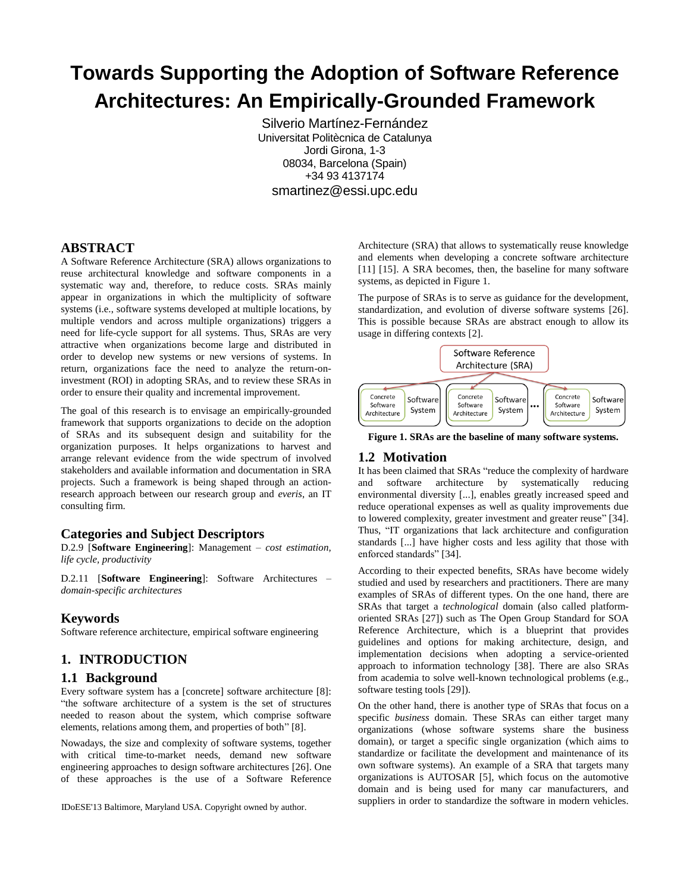# Towards Supporting the Adoption of Software Reference Architectures: An Empirically-Grounded Framework

Silverio Martínez-Fernández
Universitat Politècnica de Catalunya
Jordi Girona, 1-3
08034, Barcelona (Spain)
+34 93 4137174
smartinez@essi.upc.edu

## ABSTRACT

A Software Reference Architecture (SRA) allows organizations to reuse architectural knowledge and software components in a systematic way and, therefore, to reduce costs. SRAs mainly appear in organizations in which the multiplicity of software systems (i.e., software systems developed at multiple locations, by multiple vendors and across multiple organizations) triggers a need for life-cycle support for all systems. Thus, SRAs are very attractive when organizations become large and distributed in order to develop new systems or new versions of systems. In return, organizations face the need to analyze the return-on-investment (ROI) in adopting SRAs, and to review these SRAs in order to ensure their quality and incremental improvement.

The goal of this research is to envisage an empirically-grounded framework that supports organizations to decide on the adoption of SRAs and its subsequent design and suitability for the organization purposes. It helps organizations to harvest and arrange relevant evidence from the wide spectrum of involved stakeholders and available information and documentation in SRA projects. Such a framework is being shaped through an action-research approach between our research group and *everis*, an IT consulting firm.

### Categories and Subject Descriptors

D.2.9 [**Software Engineering**]: Management – *cost estimation, life cycle, productivity*

D.2.11 [**Software Engineering**]: Software Architectures – *domain-specific architectures*

### Keywords

Software reference architecture, empirical software engineering

## 1. INTRODUCTION

### 1.1 Background

Every software system has a [concrete] software architecture [8]: "the software architecture of a system is the set of structures needed to reason about the system, which comprise software elements, relations among them, and properties of both" [8].

Nowadays, the size and complexity of software systems, together with critical time-to-market needs, demand new software engineering approaches to design software architectures [26]. One of these approaches is the use of a Software Reference Architecture (SRA) that allows to systematically reuse knowledge and elements when developing a concrete software architecture [11] [15]. A SRA becomes, then, the baseline for many software systems, as depicted in Figure 1.

The purpose of SRAs is to serve as guidance for the development, standardization, and evolution of diverse software systems [26]. This is possible because SRAs are abstract enough to allow its usage in differing contexts [2].

Software Reference Architecture (SRA)

Concrete Software Architecture | Software System

Concrete Software Architecture | Software System

...

Concrete Software Architecture | Software System

**Figure 1. SRAs are the baseline of many software systems.**

### 1.2 Motivation

It has been claimed that SRAs "reduce the complexity of hardware and software architecture by systematically reducing environmental diversity [...], enables greatly increased speed and reduce operational expenses as well as quality improvements due to lowered complexity, greater investment and greater reuse" [34]. Thus, "IT organizations that lack architecture and configuration standards [...] have higher costs and less agility that those with enforced standards" [34].

According to their expected benefits, SRAs have become widely studied and used by researchers and practitioners. There are many examples of SRAs of different types. On the one hand, there are SRAs that target a *technological* domain (also called platform-oriented SRAs [27]) such as The Open Group Standard for SOA Reference Architecture, which is a blueprint that provides guidelines and options for making architecture, design, and implementation decisions when adopting a service-oriented approach to information technology [38]. There are also SRAs from academia to solve well-known technological problems (e.g., software testing tools [29]).

On the other hand, there is another type of SRAs that focus on a specific *business* domain. These SRAs can either target many organizations (whose software systems share the business domain), or target a specific single organization (which aims to standardize or facilitate the development and maintenance of its own software systems). An example of a SRA that targets many organizations is AUTOSAR [5], which focus on the automotive domain and is being used for many car manufacturers, and suppliers in order to standardize the software in modern vehicles.

IDoESE'13 Baltimore, Maryland USA. Copyright owned by author.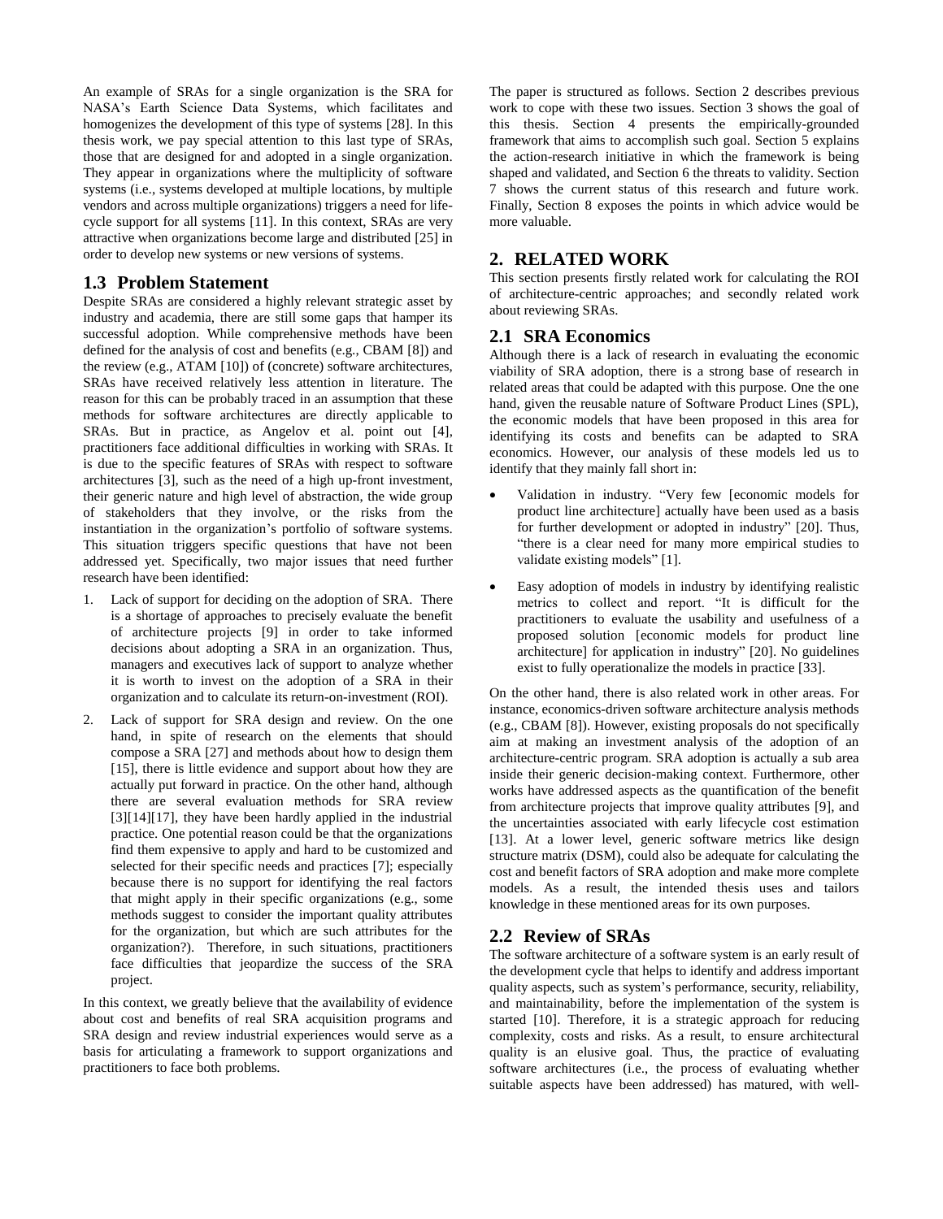An example of SRAs for a single organization is the SRA for NASA's Earth Science Data Systems, which facilitates and homogenizes the development of this type of systems [28]. In this thesis work, we pay special attention to this last type of SRAs, those that are designed for and adopted in a single organization. They appear in organizations where the multiplicity of software systems (i.e., systems developed at multiple locations, by multiple vendors and across multiple organizations) triggers a need for life-cycle support for all systems [11]. In this context, SRAs are very attractive when organizations become large and distributed [25] in order to develop new systems or new versions of systems.

## 1.3 Problem Statement

Despite SRAs are considered a highly relevant strategic asset by industry and academia, there are still some gaps that hamper its successful adoption. While comprehensive methods have been defined for the analysis of cost and benefits (e.g., CBAM [8]) and the review (e.g., ATAM [10]) of (concrete) software architectures, SRAs have received relatively less attention in literature. The reason for this can be probably traced in an assumption that these methods for software architectures are directly applicable to SRAs. But in practice, as Angelov et al. point out [4], practitioners face additional difficulties in working with SRAs. It is due to the specific features of SRAs with respect to software architectures [3], such as the need of a high up-front investment, their generic nature and high level of abstraction, the wide group of stakeholders that they involve, or the risks from the instantiation in the organization's portfolio of software systems. This situation triggers specific questions that have not been addressed yet. Specifically, two major issues that need further research have been identified:

1. Lack of support for deciding on the adoption of SRA. There is a shortage of approaches to precisely evaluate the benefit of architecture projects [9] in order to take informed decisions about adopting a SRA in an organization. Thus, managers and executives lack of support to analyze whether it is worth to invest on the adoption of a SRA in their organization and to calculate its return-on-investment (ROI).
2. Lack of support for SRA design and review. On the one hand, in spite of research on the elements that should compose a SRA [27] and methods about how to design them [15], there is little evidence and support about how they are actually put forward in practice. On the other hand, although there are several evaluation methods for SRA review [3][14][17], they have been hardly applied in the industrial practice. One potential reason could be that the organizations find them expensive to apply and hard to be customized and selected for their specific needs and practices [7]; especially because there is no support for identifying the real factors that might apply in their specific organizations (e.g., some methods suggest to consider the important quality attributes for the organization, but which are such attributes for the organization?). Therefore, in such situations, practitioners face difficulties that jeopardize the success of the SRA project.

In this context, we greatly believe that the availability of evidence about cost and benefits of real SRA acquisition programs and SRA design and review industrial experiences would serve as a basis for articulating a framework to support organizations and practitioners to face both problems.

The paper is structured as follows. Section 2 describes previous work to cope with these two issues. Section 3 shows the goal of this thesis. Section 4 presents the empirically-grounded framework that aims to accomplish such goal. Section 5 explains the action-research initiative in which the framework is being shaped and validated, and Section 6 the threats to validity. Section 7 shows the current status of this research and future work. Finally, Section 8 exposes the points in which advice would be more valuable.

# 2. RELATED WORK

This section presents firstly related work for calculating the ROI of architecture-centric approaches; and secondly related work about reviewing SRAs.

## 2.1 SRA Economics

Although there is a lack of research in evaluating the economic viability of SRA adoption, there is a strong base of research in related areas that could be adapted with this purpose. One the one hand, given the reusable nature of Software Product Lines (SPL), the economic models that have been proposed in this area for identifying its costs and benefits can be adapted to SRA economics. However, our analysis of these models led us to identify that they mainly fall short in:

- Validation in industry. "Very few [economic models for product line architecture] actually have been used as a basis for further development or adopted in industry" [20]. Thus, "there is a clear need for many more empirical studies to validate existing models" [1].
- Easy adoption of models in industry by identifying realistic metrics to collect and report. "It is difficult for the practitioners to evaluate the usability and usefulness of a proposed solution [economic models for product line architecture] for application in industry" [20]. No guidelines exist to fully operationalize the models in practice [33].

On the other hand, there is also related work in other areas. For instance, economics-driven software architecture analysis methods (e.g., CBAM [8]). However, existing proposals do not specifically aim at making an investment analysis of the adoption of an architecture-centric program. SRA adoption is actually a sub area inside their generic decision-making context. Furthermore, other works have addressed aspects as the quantification of the benefit from architecture projects that improve quality attributes [9], and the uncertainties associated with early lifecycle cost estimation [13]. At a lower level, generic software metrics like design structure matrix (DSM), could also be adequate for calculating the cost and benefit factors of SRA adoption and make more complete models. As a result, the intended thesis uses and tailors knowledge in these mentioned areas for its own purposes.

## 2.2 Review of SRAs

The software architecture of a software system is an early result of the development cycle that helps to identify and address important quality aspects, such as system's performance, security, reliability, and maintainability, before the implementation of the system is started [10]. Therefore, it is a strategic approach for reducing complexity, costs and risks. As a result, to ensure architectural quality is an elusive goal. Thus, the practice of evaluating software architectures (i.e., the process of evaluating whether suitable aspects have been addressed) has matured, with well-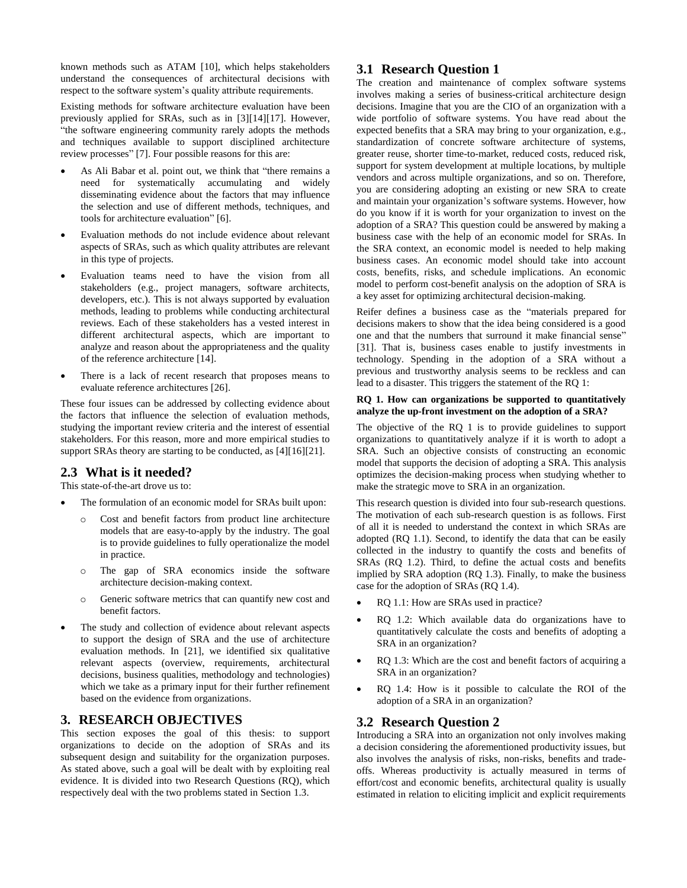known methods such as ATAM [10], which helps stakeholders understand the consequences of architectural decisions with respect to the software system's quality attribute requirements.

Existing methods for software architecture evaluation have been previously applied for SRAs, such as in [3][14][17]. However, "the software engineering community rarely adopts the methods and techniques available to support disciplined architecture review processes" [7]. Four possible reasons for this are:

- As Ali Babar et al. point out, we think that "there remains a need for systematically accumulating and widely disseminating evidence about the factors that may influence the selection and use of different methods, techniques, and tools for architecture evaluation" [6].
- Evaluation methods do not include evidence about relevant aspects of SRAs, such as which quality attributes are relevant in this type of projects.
- Evaluation teams need to have the vision from all stakeholders (e.g., project managers, software architects, developers, etc.). This is not always supported by evaluation methods, leading to problems while conducting architectural reviews. Each of these stakeholders has a vested interest in different architectural aspects, which are important to analyze and reason about the appropriateness and the quality of the reference architecture [14].
- There is a lack of recent research that proposes means to evaluate reference architectures [26].

These four issues can be addressed by collecting evidence about the factors that influence the selection of evaluation methods, studying the important review criteria and the interest of essential stakeholders. For this reason, more and more empirical studies to support SRAs theory are starting to be conducted, as [4][16][21].

## 2.3 What is it needed?

This state-of-the-art drove us to:

- The formulation of an economic model for SRAs built upon:
  - Cost and benefit factors from product line architecture models that are easy-to-apply by the industry. The goal is to provide guidelines to fully operationalize the model in practice.
  - The gap of SRA economics inside the software architecture decision-making context.
  - Generic software metrics that can quantify new cost and benefit factors.
- The study and collection of evidence about relevant aspects to support the design of SRA and the use of architecture evaluation methods. In [21], we identified six qualitative relevant aspects (overview, requirements, architectural decisions, business qualities, methodology and technologies) which we take as a primary input for their further refinement based on the evidence from organizations.

# 3. RESEARCH OBJECTIVES

This section exposes the goal of this thesis: to support organizations to decide on the adoption of SRAs and its subsequent design and suitability for the organization purposes. As stated above, such a goal will be dealt with by exploiting real evidence. It is divided into two Research Questions (RQ), which respectively deal with the two problems stated in Section 1.3.

## 3.1 Research Question 1

The creation and maintenance of complex software systems involves making a series of business-critical architecture design decisions. Imagine that you are the CIO of an organization with a wide portfolio of software systems. You have read about the expected benefits that a SRA may bring to your organization, e.g., standardization of concrete software architecture of systems, greater reuse, shorter time-to-market, reduced costs, reduced risk, support for system development at multiple locations, by multiple vendors and across multiple organizations, and so on. Therefore, you are considering adopting an existing or new SRA to create and maintain your organization's software systems. However, how do you know if it is worth for your organization to invest on the adoption of a SRA? This question could be answered by making a business case with the help of an economic model for SRAs. In the SRA context, an economic model is needed to help making business cases. An economic model should take into account costs, benefits, risks, and schedule implications. An economic model to perform cost-benefit analysis on the adoption of SRA is a key asset for optimizing architectural decision-making.

Reifer defines a business case as the "materials prepared for decisions makers to show that the idea being considered is a good one and that the numbers that surround it make financial sense" [31]. That is, business cases enable to justify investments in technology. Spending in the adoption of a SRA without a previous and trustworthy analysis seems to be reckless and can lead to a disaster. This triggers the statement of the RQ 1:

**RQ 1. How can organizations be supported to quantitatively analyze the up-front investment on the adoption of a SRA?**

The objective of the RQ 1 is to provide guidelines to support organizations to quantitatively analyze if it is worth to adopt a SRA. Such an objective consists of constructing an economic model that supports the decision of adopting a SRA. This analysis optimizes the decision-making process when studying whether to make the strategic move to SRA in an organization.

This research question is divided into four sub-research questions. The motivation of each sub-research question is as follows. First of all it is needed to understand the context in which SRAs are adopted (RQ 1.1). Second, to identify the data that can be easily collected in the industry to quantify the costs and benefits of SRAs (RQ 1.2). Third, to define the actual costs and benefits implied by SRA adoption (RQ 1.3). Finally, to make the business case for the adoption of SRAs (RQ 1.4).

- RQ 1.1: How are SRAs used in practice?
- RQ 1.2: Which available data do organizations have to quantitatively calculate the costs and benefits of adopting a SRA in an organization?
- RQ 1.3: Which are the cost and benefit factors of acquiring a SRA in an organization?
- RQ 1.4: How is it possible to calculate the ROI of the adoption of a SRA in an organization?

## 3.2 Research Question 2

Introducing a SRA into an organization not only involves making a decision considering the aforementioned productivity issues, but also involves the analysis of risks, non-risks, benefits and trade-offs. Whereas productivity is actually measured in terms of effort/cost and economic benefits, architectural quality is usually estimated in relation to eliciting implicit and explicit requirements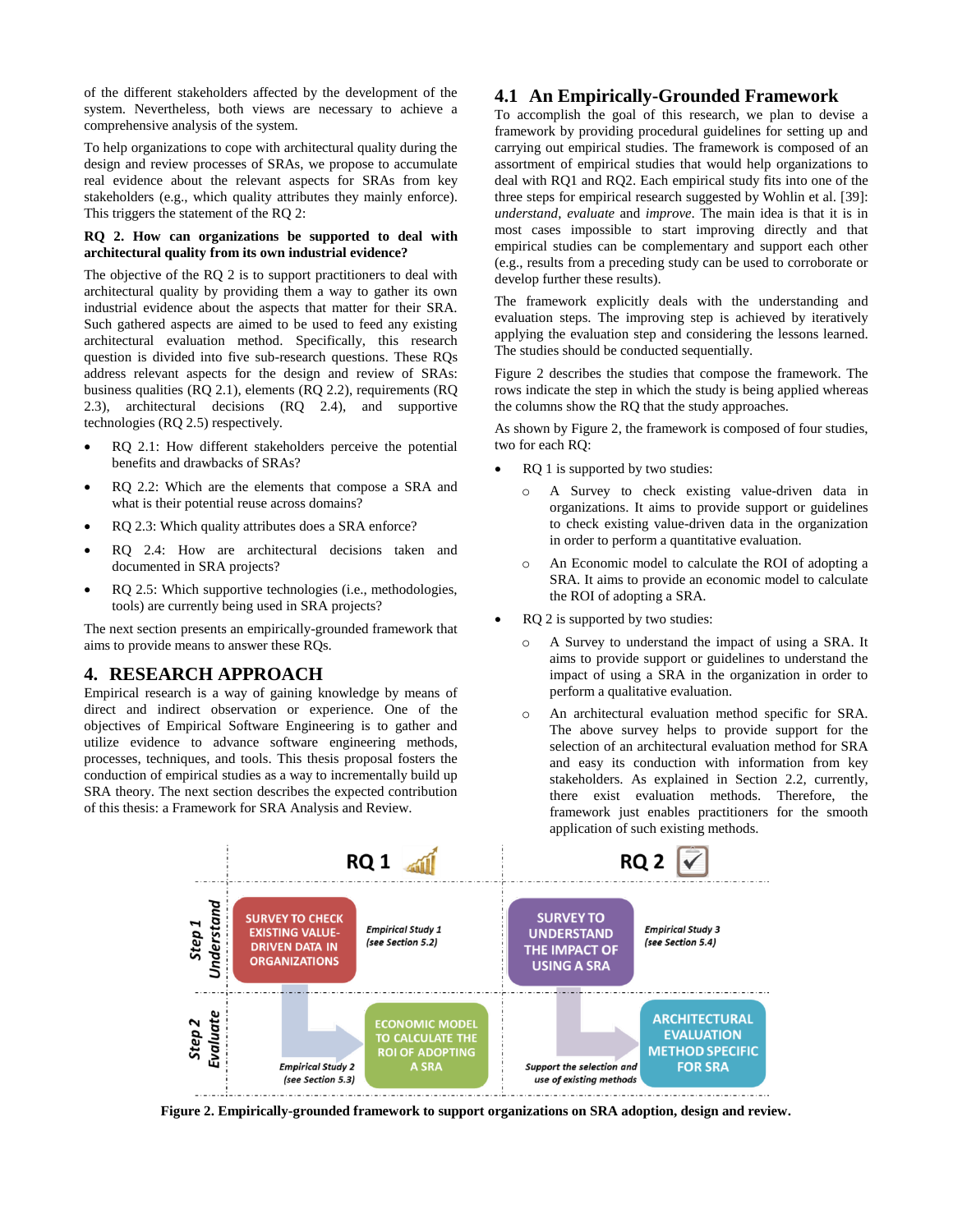of the different stakeholders affected by the development of the system. Nevertheless, both views are necessary to achieve a comprehensive analysis of the system.

To help organizations to cope with architectural quality during the design and review processes of SRAs, we propose to accumulate real evidence about the relevant aspects for SRAs from key stakeholders (e.g., which quality attributes they mainly enforce). This triggers the statement of the RQ 2:

**RQ 2. How can organizations be supported to deal with architectural quality from its own industrial evidence?**

The objective of the RQ 2 is to support practitioners to deal with architectural quality by providing them a way to gather its own industrial evidence about the aspects that matter for their SRA. Such gathered aspects are aimed to be used to feed any existing architectural evaluation method. Specifically, this research question is divided into five sub-research questions. These RQs address relevant aspects for the design and review of SRAs: business qualities (RQ 2.1), elements (RQ 2.2), requirements (RQ 2.3), architectural decisions (RQ 2.4), and supportive technologies (RQ 2.5) respectively.

- RQ 2.1: How different stakeholders perceive the potential benefits and drawbacks of SRAs?
- RQ 2.2: Which are the elements that compose a SRA and what is their potential reuse across domains?
- RQ 2.3: Which quality attributes does a SRA enforce?
- RQ 2.4: How are architectural decisions taken and documented in SRA projects?
- RQ 2.5: Which supportive technologies (i.e., methodologies, tools) are currently being used in SRA projects?

The next section presents an empirically-grounded framework that aims to provide means to answer these RQs.

## 4. RESEARCH APPROACH

Empirical research is a way of gaining knowledge by means of direct and indirect observation or experience. One of the objectives of Empirical Software Engineering is to gather and utilize evidence to advance software engineering methods, processes, techniques, and tools. This thesis proposal fosters the conduction of empirical studies as a way to incrementally build up SRA theory. The next section describes the expected contribution of this thesis: a Framework for SRA Analysis and Review.

### 4.1 An Empirically-Grounded Framework

To accomplish the goal of this research, we plan to devise a framework by providing procedural guidelines for setting up and carrying out empirical studies. The framework is composed of an assortment of empirical studies that would help organizations to deal with RQ1 and RQ2. Each empirical study fits into one of the three steps for empirical research suggested by Wohlin et al. [39]: *understand*, *evaluate* and *improve*. The main idea is that it is in most cases impossible to start improving directly and that empirical studies can be complementary and support each other (e.g., results from a preceding study can be used to corroborate or develop further these results).

The framework explicitly deals with the understanding and evaluation steps. The improving step is achieved by iteratively applying the evaluation step and considering the lessons learned. The studies should be conducted sequentially.

Figure 2 describes the studies that compose the framework. The rows indicate the step in which the study is being applied whereas the columns show the RQ that the study approaches.

As shown by Figure 2, the framework is composed of four studies, two for each RQ:

- RQ 1 is supported by two studies:
  - A Survey to check existing value-driven data in organizations. It aims to provide support or guidelines to check existing value-driven data in the organization in order to perform a quantitative evaluation.
  - An Economic model to calculate the ROI of adopting a SRA. It aims to provide an economic model to calculate the ROI of adopting a SRA.
- RQ 2 is supported by two studies:
  - A Survey to understand the impact of using a SRA. It aims to provide support or guidelines to understand the impact of using a SRA in the organization in order to perform a qualitative evaluation.
  - An architectural evaluation method specific for SRA. The above survey helps to provide support for the selection of an architectural evaluation method for SRA and easy its conduction with information from key stakeholders. As explained in Section 2.2, currently, there exist evaluation methods. Therefore, the framework just enables practitioners for the smooth application of such existing methods.

| | RQ 1 | | RQ 2 | |
|---|---|---|---|---|
| Step 1 Understand | SURVEY TO CHECK EXISTING VALUE-DRIVEN DATA IN ORGANIZATIONS | *Empirical Study 1 (see Section 5.2)* | SURVEY TO UNDERSTAND THE IMPACT OF USING A SRA | *Empirical Study 3 (see Section 5.4)* |
| Step 2 Evaluate | *Empirical Study 2 (see Section 5.3)* | ECONOMIC MODEL TO CALCULATE THE ROI OF ADOPTING A SRA | *Support the selection and use of existing methods* | ARCHITECTURAL EVALUATION METHOD SPECIFIC FOR SRA |

**Figure 2. Empirically-grounded framework to support organizations on SRA adoption, design and review.**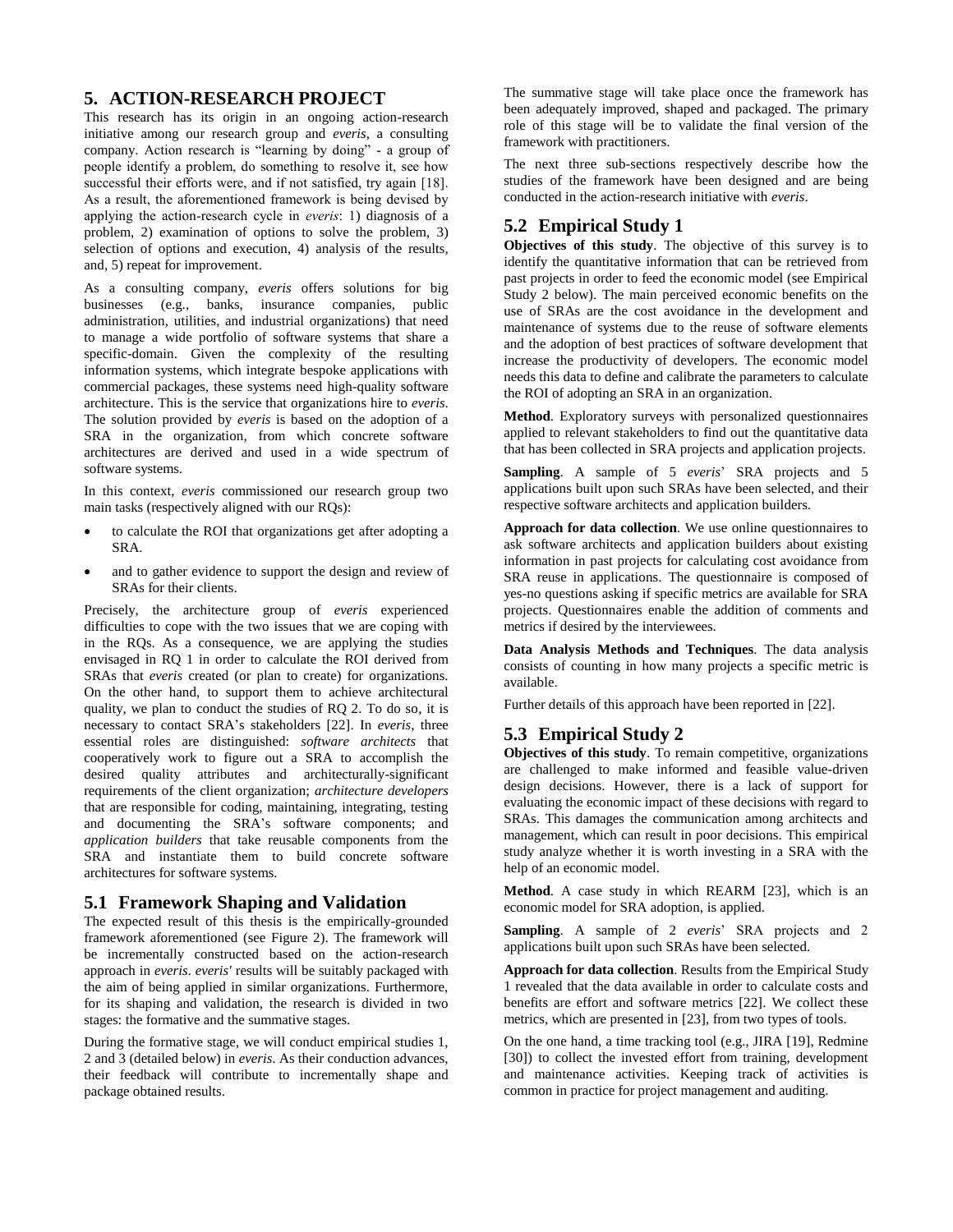## 5. ACTION-RESEARCH PROJECT

This research has its origin in an ongoing action-research initiative among our research group and *everis*, a consulting company. Action research is "learning by doing" - a group of people identify a problem, do something to resolve it, see how successful their efforts were, and if not satisfied, try again [18]. As a result, the aforementioned framework is being devised by applying the action-research cycle in *everis*: 1) diagnosis of a problem, 2) examination of options to solve the problem, 3) selection of options and execution, 4) analysis of the results, and, 5) repeat for improvement.

As a consulting company, *everis* offers solutions for big businesses (e.g., banks, insurance companies, public administration, utilities, and industrial organizations) that need to manage a wide portfolio of software systems that share a specific-domain. Given the complexity of the resulting information systems, which integrate bespoke applications with commercial packages, these systems need high-quality software architecture. This is the service that organizations hire to *everis*. The solution provided by *everis* is based on the adoption of a SRA in the organization, from which concrete software architectures are derived and used in a wide spectrum of software systems.

In this context, *everis* commissioned our research group two main tasks (respectively aligned with our RQs):

- to calculate the ROI that organizations get after adopting a SRA.
- and to gather evidence to support the design and review of SRAs for their clients.

Precisely, the architecture group of *everis* experienced difficulties to cope with the two issues that we are coping with in the RQs. As a consequence, we are applying the studies envisaged in RQ 1 in order to calculate the ROI derived from SRAs that *everis* created (or plan to create) for organizations. On the other hand, to support them to achieve architectural quality, we plan to conduct the studies of RQ 2. To do so, it is necessary to contact SRA's stakeholders [22]. In *everis*, three essential roles are distinguished: *software architects* that cooperatively work to figure out a SRA to accomplish the desired quality attributes and architecturally-significant requirements of the client organization; *architecture developers* that are responsible for coding, maintaining, integrating, testing and documenting the SRA's software components; and *application builders* that take reusable components from the SRA and instantiate them to build concrete software architectures for software systems.

### 5.1 Framework Shaping and Validation

The expected result of this thesis is the empirically-grounded framework aforementioned (see Figure 2). The framework will be incrementally constructed based on the action-research approach in *everis*. *everis'* results will be suitably packaged with the aim of being applied in similar organizations. Furthermore, for its shaping and validation, the research is divided in two stages: the formative and the summative stages.

During the formative stage, we will conduct empirical studies 1, 2 and 3 (detailed below) in *everis*. As their conduction advances, their feedback will contribute to incrementally shape and package obtained results.

The summative stage will take place once the framework has been adequately improved, shaped and packaged. The primary role of this stage will be to validate the final version of the framework with practitioners.

The next three sub-sections respectively describe how the studies of the framework have been designed and are being conducted in the action-research initiative with *everis*.

### 5.2 Empirical Study 1

**Objectives of this study**. The objective of this survey is to identify the quantitative information that can be retrieved from past projects in order to feed the economic model (see Empirical Study 2 below). The main perceived economic benefits on the use of SRAs are the cost avoidance in the development and maintenance of systems due to the reuse of software elements and the adoption of best practices of software development that increase the productivity of developers. The economic model needs this data to define and calibrate the parameters to calculate the ROI of adopting an SRA in an organization.

**Method**. Exploratory surveys with personalized questionnaires applied to relevant stakeholders to find out the quantitative data that has been collected in SRA projects and application projects.

**Sampling**. A sample of 5 *everis*' SRA projects and 5 applications built upon such SRAs have been selected, and their respective software architects and application builders.

**Approach for data collection**. We use online questionnaires to ask software architects and application builders about existing information in past projects for calculating cost avoidance from SRA reuse in applications. The questionnaire is composed of yes-no questions asking if specific metrics are available for SRA projects. Questionnaires enable the addition of comments and metrics if desired by the interviewees.

**Data Analysis Methods and Techniques**. The data analysis consists of counting in how many projects a specific metric is available.

Further details of this approach have been reported in [22].

### 5.3 Empirical Study 2

**Objectives of this study**. To remain competitive, organizations are challenged to make informed and feasible value-driven design decisions. However, there is a lack of support for evaluating the economic impact of these decisions with regard to SRAs. This damages the communication among architects and management, which can result in poor decisions. This empirical study analyze whether it is worth investing in a SRA with the help of an economic model.

**Method**. A case study in which REARM [23], which is an economic model for SRA adoption, is applied.

**Sampling**. A sample of 2 *everis*' SRA projects and 2 applications built upon such SRAs have been selected.

**Approach for data collection**. Results from the Empirical Study 1 revealed that the data available in order to calculate costs and benefits are effort and software metrics [22]. We collect these metrics, which are presented in [23], from two types of tools.

On the one hand, a time tracking tool (e.g., JIRA [19], Redmine [30]) to collect the invested effort from training, development and maintenance activities. Keeping track of activities is common in practice for project management and auditing.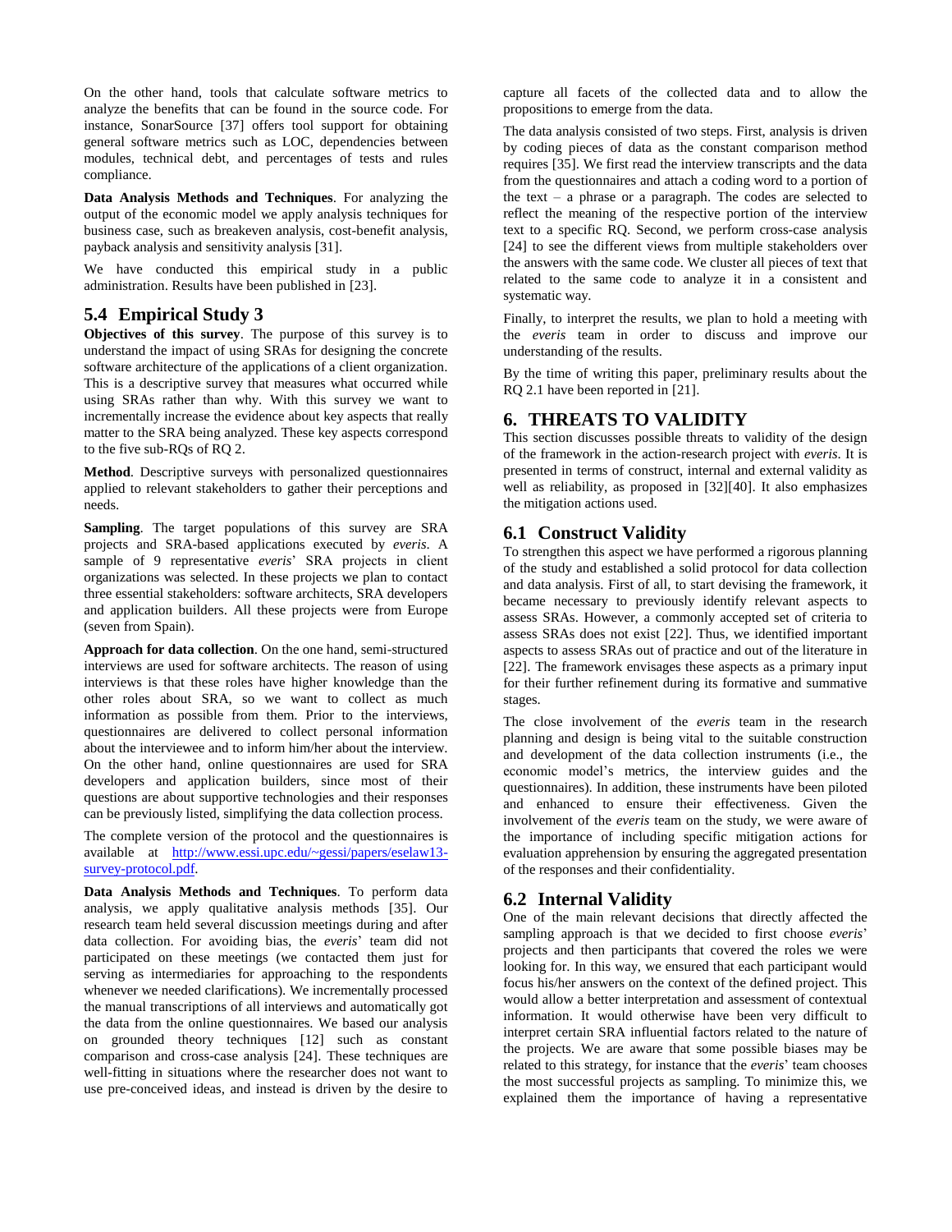On the other hand, tools that calculate software metrics to analyze the benefits that can be found in the source code. For instance, SonarSource [37] offers tool support for obtaining general software metrics such as LOC, dependencies between modules, technical debt, and percentages of tests and rules compliance.

**Data Analysis Methods and Techniques**. For analyzing the output of the economic model we apply analysis techniques for business case, such as breakeven analysis, cost-benefit analysis, payback analysis and sensitivity analysis [31].

We have conducted this empirical study in a public administration. Results have been published in [23].

## 5.4 Empirical Study 3

**Objectives of this survey**. The purpose of this survey is to understand the impact of using SRAs for designing the concrete software architecture of the applications of a client organization. This is a descriptive survey that measures what occurred while using SRAs rather than why. With this survey we want to incrementally increase the evidence about key aspects that really matter to the SRA being analyzed. These key aspects correspond to the five sub-RQs of RQ 2.

**Method**. Descriptive surveys with personalized questionnaires applied to relevant stakeholders to gather their perceptions and needs.

**Sampling**. The target populations of this survey are SRA projects and SRA-based applications executed by *everis*. A sample of 9 representative *everis*' SRA projects in client organizations was selected. In these projects we plan to contact three essential stakeholders: software architects, SRA developers and application builders. All these projects were from Europe (seven from Spain).

**Approach for data collection**. On the one hand, semi-structured interviews are used for software architects. The reason of using interviews is that these roles have higher knowledge than the other roles about SRA, so we want to collect as much information as possible from them. Prior to the interviews, questionnaires are delivered to collect personal information about the interviewee and to inform him/her about the interview. On the other hand, online questionnaires are used for SRA developers and application builders, since most of their questions are about supportive technologies and their responses can be previously listed, simplifying the data collection process.

The complete version of the protocol and the questionnaires is available at http://www.essi.upc.edu/~gessi/papers/eselaw13-survey-protocol.pdf.

**Data Analysis Methods and Techniques**. To perform data analysis, we apply qualitative analysis methods [35]. Our research team held several discussion meetings during and after data collection. For avoiding bias, the *everis*' team did not participated on these meetings (we contacted them just for serving as intermediaries for approaching to the respondents whenever we needed clarifications). We incrementally processed the manual transcriptions of all interviews and automatically got the data from the online questionnaires. We based our analysis on grounded theory techniques [12] such as constant comparison and cross-case analysis [24]. These techniques are well-fitting in situations where the researcher does not want to use pre-conceived ideas, and instead is driven by the desire to capture all facets of the collected data and to allow the propositions to emerge from the data.

The data analysis consisted of two steps. First, analysis is driven by coding pieces of data as the constant comparison method requires [35]. We first read the interview transcripts and the data from the questionnaires and attach a coding word to a portion of the text – a phrase or a paragraph. The codes are selected to reflect the meaning of the respective portion of the interview text to a specific RQ. Second, we perform cross-case analysis [24] to see the different views from multiple stakeholders over the answers with the same code. We cluster all pieces of text that related to the same code to analyze it in a consistent and systematic way.

Finally, to interpret the results, we plan to hold a meeting with the *everis* team in order to discuss and improve our understanding of the results.

By the time of writing this paper, preliminary results about the RQ 2.1 have been reported in [21].

# 6. THREATS TO VALIDITY

This section discusses possible threats to validity of the design of the framework in the action-research project with *everis*. It is presented in terms of construct, internal and external validity as well as reliability, as proposed in [32][40]. It also emphasizes the mitigation actions used.

## 6.1 Construct Validity

To strengthen this aspect we have performed a rigorous planning of the study and established a solid protocol for data collection and data analysis. First of all, to start devising the framework, it became necessary to previously identify relevant aspects to assess SRAs. However, a commonly accepted set of criteria to assess SRAs does not exist [22]. Thus, we identified important aspects to assess SRAs out of practice and out of the literature in [22]. The framework envisages these aspects as a primary input for their further refinement during its formative and summative stages.

The close involvement of the *everis* team in the research planning and design is being vital to the suitable construction and development of the data collection instruments (i.e., the economic model's metrics, the interview guides and the questionnaires). In addition, these instruments have been piloted and enhanced to ensure their effectiveness. Given the involvement of the *everis* team on the study, we were aware of the importance of including specific mitigation actions for evaluation apprehension by ensuring the aggregated presentation of the responses and their confidentiality.

## 6.2 Internal Validity

One of the main relevant decisions that directly affected the sampling approach is that we decided to first choose *everis*' projects and then participants that covered the roles we were looking for. In this way, we ensured that each participant would focus his/her answers on the context of the defined project. This would allow a better interpretation and assessment of contextual information. It would otherwise have been very difficult to interpret certain SRA influential factors related to the nature of the projects. We are aware that some possible biases may be related to this strategy, for instance that the *everis*' team chooses the most successful projects as sampling. To minimize this, we explained them the importance of having a representative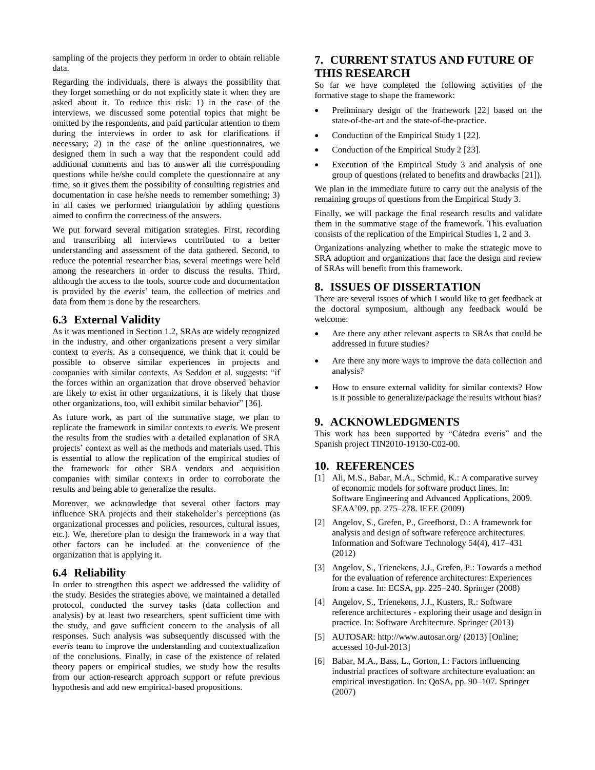sampling of the projects they perform in order to obtain reliable data.

Regarding the individuals, there is always the possibility that they forget something or do not explicitly state it when they are asked about it. To reduce this risk: 1) in the case of the interviews, we discussed some potential topics that might be omitted by the respondents, and paid particular attention to them during the interviews in order to ask for clarifications if necessary; 2) in the case of the online questionnaires, we designed them in such a way that the respondent could add additional comments and has to answer all the corresponding questions while he/she could complete the questionnaire at any time, so it gives them the possibility of consulting registries and documentation in case he/she needs to remember something; 3) in all cases we performed triangulation by adding questions aimed to confirm the correctness of the answers.

We put forward several mitigation strategies. First, recording and transcribing all interviews contributed to a better understanding and assessment of the data gathered. Second, to reduce the potential researcher bias, several meetings were held among the researchers in order to discuss the results. Third, although the access to the tools, source code and documentation is provided by the *everis*' team, the collection of metrics and data from them is done by the researchers.

## 6.3 External Validity

As it was mentioned in Section 1.2, SRAs are widely recognized in the industry, and other organizations present a very similar context to *everis*. As a consequence, we think that it could be possible to observe similar experiences in projects and companies with similar contexts. As Seddon et al. suggests: "if the forces within an organization that drove observed behavior are likely to exist in other organizations, it is likely that those other organizations, too, will exhibit similar behavior" [36].

As future work, as part of the summative stage, we plan to replicate the framework in similar contexts to *everis*. We present the results from the studies with a detailed explanation of SRA projects' context as well as the methods and materials used. This is essential to allow the replication of the empirical studies of the framework for other SRA vendors and acquisition companies with similar contexts in order to corroborate the results and being able to generalize the results.

Moreover, we acknowledge that several other factors may influence SRA projects and their stakeholder's perceptions (as organizational processes and policies, resources, cultural issues, etc.). We, therefore plan to design the framework in a way that other factors can be included at the convenience of the organization that is applying it.

## 6.4 Reliability

In order to strengthen this aspect we addressed the validity of the study. Besides the strategies above, we maintained a detailed protocol, conducted the survey tasks (data collection and analysis) by at least two researchers, spent sufficient time with the study, and gave sufficient concern to the analysis of all responses. Such analysis was subsequently discussed with the *everis* team to improve the understanding and contextualization of the conclusions. Finally, in case of the existence of related theory papers or empirical studies, we study how the results from our action-research approach support or refute previous hypothesis and add new empirical-based propositions.

# 7. CURRENT STATUS AND FUTURE OF THIS RESEARCH

So far we have completed the following activities of the formative stage to shape the framework:

- Preliminary design of the framework [22] based on the state-of-the-art and the state-of-the-practice.
- Conduction of the Empirical Study 1 [22].
- Conduction of the Empirical Study 2 [23].
- Execution of the Empirical Study 3 and analysis of one group of questions (related to benefits and drawbacks [21]).

We plan in the immediate future to carry out the analysis of the remaining groups of questions from the Empirical Study 3.

Finally, we will package the final research results and validate them in the summative stage of the framework. This evaluation consists of the replication of the Empirical Studies 1, 2 and 3.

Organizations analyzing whether to make the strategic move to SRA adoption and organizations that face the design and review of SRAs will benefit from this framework.

# 8. ISSUES OF DISSERTATION

There are several issues of which I would like to get feedback at the doctoral symposium, although any feedback would be welcome:

- Are there any other relevant aspects to SRAs that could be addressed in future studies?
- Are there any more ways to improve the data collection and analysis?
- How to ensure external validity for similar contexts? How is it possible to generalize/package the results without bias?

# 9. ACKNOWLEDGMENTS

This work has been supported by "Cátedra everis" and the Spanish project TIN2010-19130-C02-00.

# 10. REFERENCES

[1] Ali, M.S., Babar, M.A., Schmid, K.: A comparative survey of economic models for software product lines. In: Software Engineering and Advanced Applications, 2009. SEAA'09. pp. 275–278. IEEE (2009)

[2] Angelov, S., Grefen, P., Greefhorst, D.: A framework for analysis and design of software reference architectures. Information and Software Technology 54(4), 417–431 (2012)

[3] Angelov, S., Trienekens, J.J., Grefen, P.: Towards a method for the evaluation of reference architectures: Experiences from a case. In: ECSA, pp. 225–240. Springer (2008)

[4] Angelov, S., Trienekens, J.J., Kusters, R.: Software reference architectures - exploring their usage and design in practice. In: Software Architecture. Springer (2013)

[5] AUTOSAR: http://www.autosar.org/ (2013) [Online; accessed 10-Jul-2013]

[6] Babar, M.A., Bass, L., Gorton, I.: Factors influencing industrial practices of software architecture evaluation: an empirical investigation. In: QoSA, pp. 90–107. Springer (2007)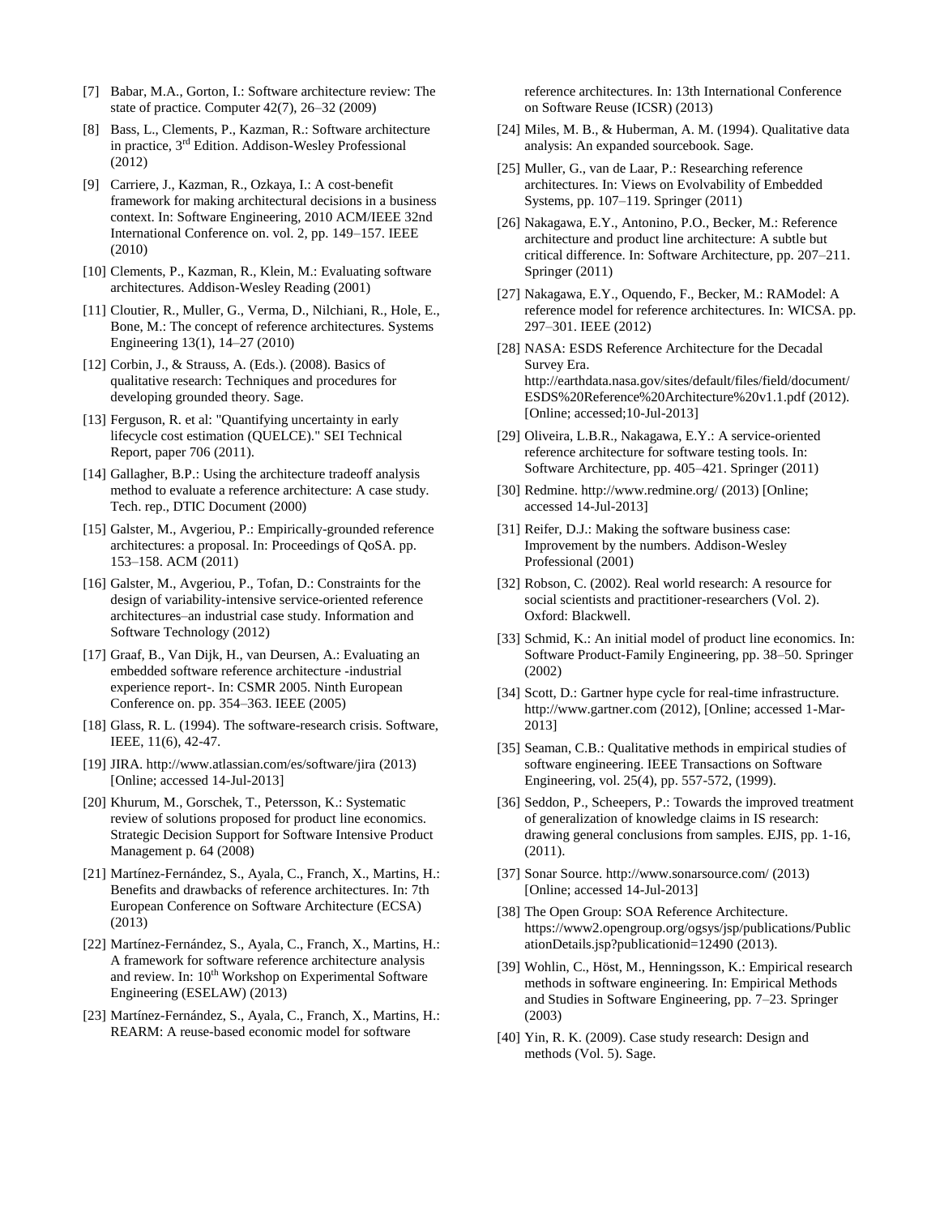[7] Babar, M.A., Gorton, I.: Software architecture review: The state of practice. Computer 42(7), 26–32 (2009)

[8] Bass, L., Clements, P., Kazman, R.: Software architecture in practice, 3rd Edition. Addison-Wesley Professional (2012)

[9] Carriere, J., Kazman, R., Ozkaya, I.: A cost-benefit framework for making architectural decisions in a business context. In: Software Engineering, 2010 ACM/IEEE 32nd International Conference on. vol. 2, pp. 149–157. IEEE (2010)

[10] Clements, P., Kazman, R., Klein, M.: Evaluating software architectures. Addison-Wesley Reading (2001)

[11] Cloutier, R., Muller, G., Verma, D., Nilchiani, R., Hole, E., Bone, M.: The concept of reference architectures. Systems Engineering 13(1), 14–27 (2010)

[12] Corbin, J., & Strauss, A. (Eds.). (2008). Basics of qualitative research: Techniques and procedures for developing grounded theory. Sage.

[13] Ferguson, R. et al: "Quantifying uncertainty in early lifecycle cost estimation (QUELCE)." SEI Technical Report, paper 706 (2011).

[14] Gallagher, B.P.: Using the architecture tradeoff analysis method to evaluate a reference architecture: A case study. Tech. rep., DTIC Document (2000)

[15] Galster, M., Avgeriou, P.: Empirically-grounded reference architectures: a proposal. In: Proceedings of QoSA. pp. 153–158. ACM (2011)

[16] Galster, M., Avgeriou, P., Tofan, D.: Constraints for the design of variability-intensive service-oriented reference architectures–an industrial case study. Information and Software Technology (2012)

[17] Graaf, B., Van Dijk, H., van Deursen, A.: Evaluating an embedded software reference architecture -industrial experience report-. In: CSMR 2005. Ninth European Conference on. pp. 354–363. IEEE (2005)

[18] Glass, R. L. (1994). The software-research crisis. Software, IEEE, 11(6), 42-47.

[19] JIRA. http://www.atlassian.com/es/software/jira (2013) [Online; accessed 14-Jul-2013]

[20] Khurum, M., Gorschek, T., Petersson, K.: Systematic review of solutions proposed for product line economics. Strategic Decision Support for Software Intensive Product Management p. 64 (2008)

[21] Martínez-Fernández, S., Ayala, C., Franch, X., Martins, H.: Benefits and drawbacks of reference architectures. In: 7th European Conference on Software Architecture (ECSA) (2013)

[22] Martínez-Fernández, S., Ayala, C., Franch, X., Martins, H.: A framework for software reference architecture analysis and review. In: 10th Workshop on Experimental Software Engineering (ESELAW) (2013)

[23] Martínez-Fernández, S., Ayala, C., Franch, X., Martins, H.: REARM: A reuse-based economic model for software reference architectures. In: 13th International Conference on Software Reuse (ICSR) (2013)

[24] Miles, M. B., & Huberman, A. M. (1994). Qualitative data analysis: An expanded sourcebook. Sage.

[25] Muller, G., van de Laar, P.: Researching reference architectures. In: Views on Evolvability of Embedded Systems, pp. 107–119. Springer (2011)

[26] Nakagawa, E.Y., Antonino, P.O., Becker, M.: Reference architecture and product line architecture: A subtle but critical difference. In: Software Architecture, pp. 207–211. Springer (2011)

[27] Nakagawa, E.Y., Oquendo, F., Becker, M.: RAModel: A reference model for reference architectures. In: WICSA. pp. 297–301. IEEE (2012)

[28] NASA: ESDS Reference Architecture for the Decadal Survey Era. http://earthdata.nasa.gov/sites/default/files/field/document/ESDS%20Reference%20Architecture%20v1.1.pdf (2012). [Online; accessed;10-Jul-2013]

[29] Oliveira, L.B.R., Nakagawa, E.Y.: A service-oriented reference architecture for software testing tools. In: Software Architecture, pp. 405–421. Springer (2011)

[30] Redmine. http://www.redmine.org/ (2013) [Online; accessed 14-Jul-2013]

[31] Reifer, D.J.: Making the software business case: Improvement by the numbers. Addison-Wesley Professional (2001)

[32] Robson, C. (2002). Real world research: A resource for social scientists and practitioner-researchers (Vol. 2). Oxford: Blackwell.

[33] Schmid, K.: An initial model of product line economics. In: Software Product-Family Engineering, pp. 38–50. Springer (2002)

[34] Scott, D.: Gartner hype cycle for real-time infrastructure. http://www.gartner.com (2012), [Online; accessed 1-Mar-2013]

[35] Seaman, C.B.: Qualitative methods in empirical studies of software engineering. IEEE Transactions on Software Engineering, vol. 25(4), pp. 557-572, (1999).

[36] Seddon, P., Scheepers, P.: Towards the improved treatment of generalization of knowledge claims in IS research: drawing general conclusions from samples. EJIS, pp. 1-16, (2011).

[37] Sonar Source. http://www.sonarsource.com/ (2013) [Online; accessed 14-Jul-2013]

[38] The Open Group: SOA Reference Architecture. https://www2.opengroup.org/ogsys/jsp/publications/PublicationDetails.jsp?publicationid=12490 (2013).

[39] Wohlin, C., Höst, M., Henningsson, K.: Empirical research methods in software engineering. In: Empirical Methods and Studies in Software Engineering, pp. 7–23. Springer (2003)

[40] Yin, R. K. (2009). Case study research: Design and methods (Vol. 5). Sage.